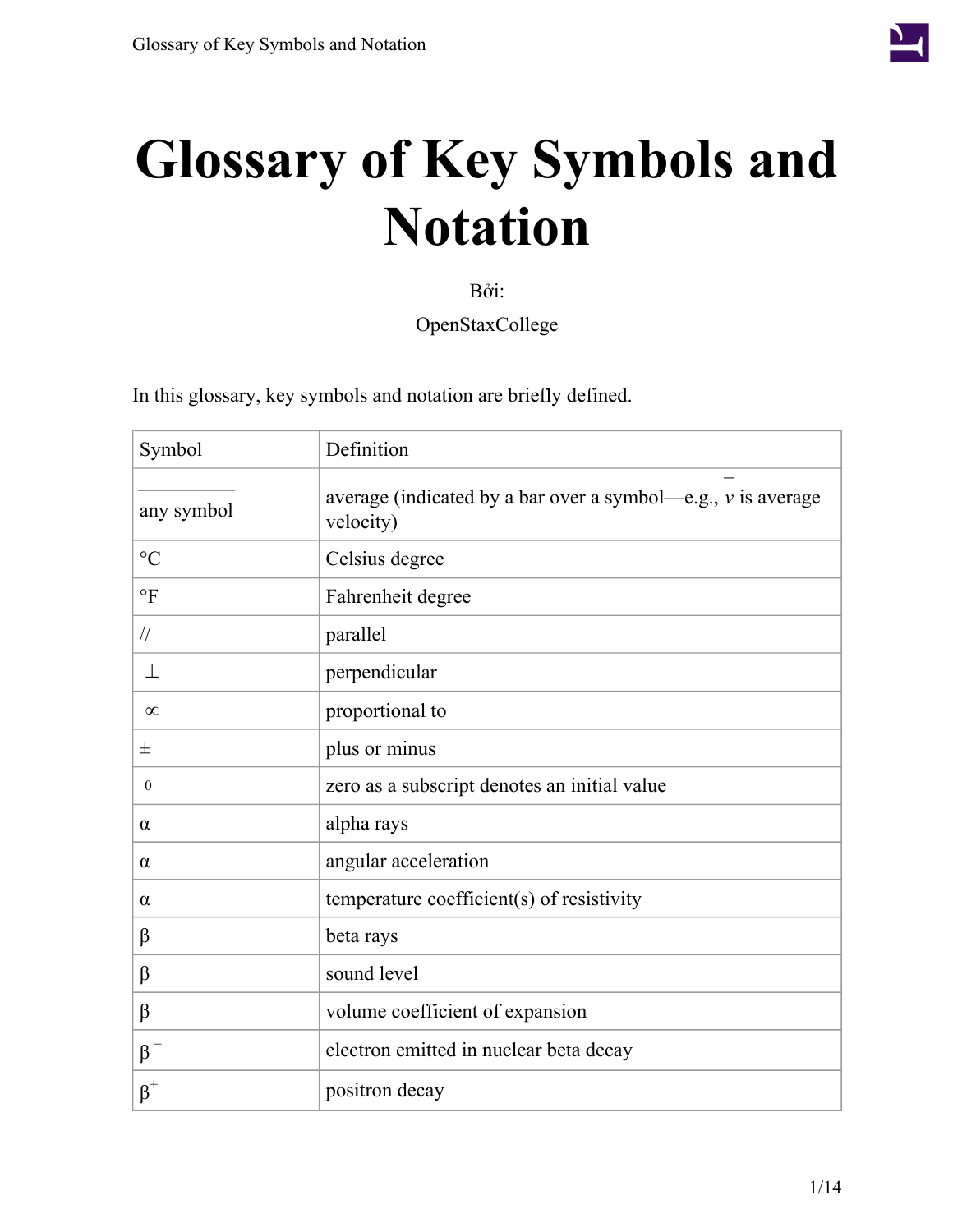# Glossary of Key Symbols and Notation

Bởi:

OpenStaxCollege

In this glossary, key symbols and notation are briefly defined.

| Symbol | Definition |
| --- | --- |
| $\overline{\text{any symbol}}$ | average (indicated by a bar over a symbol—e.g., $\bar{v}$ is average velocity) |
| °C | Celsius degree |
| °F | Fahrenheit degree |
| // | parallel |
| $\perp$ | perpendicular |
| $\propto$ | proportional to |
| $\pm$ | plus or minus |
| $_0$ | zero as a subscript denotes an initial value |
| $\alpha$ | alpha rays |
| $\alpha$ | angular acceleration |
| $\alpha$ | temperature coefficient(s) of resistivity |
| $\beta$ | beta rays |
| $\beta$ | sound level |
| $\beta$ | volume coefficient of expansion |
| $\beta^-$ | electron emitted in nuclear beta decay |
| $\beta^+$ | positron decay |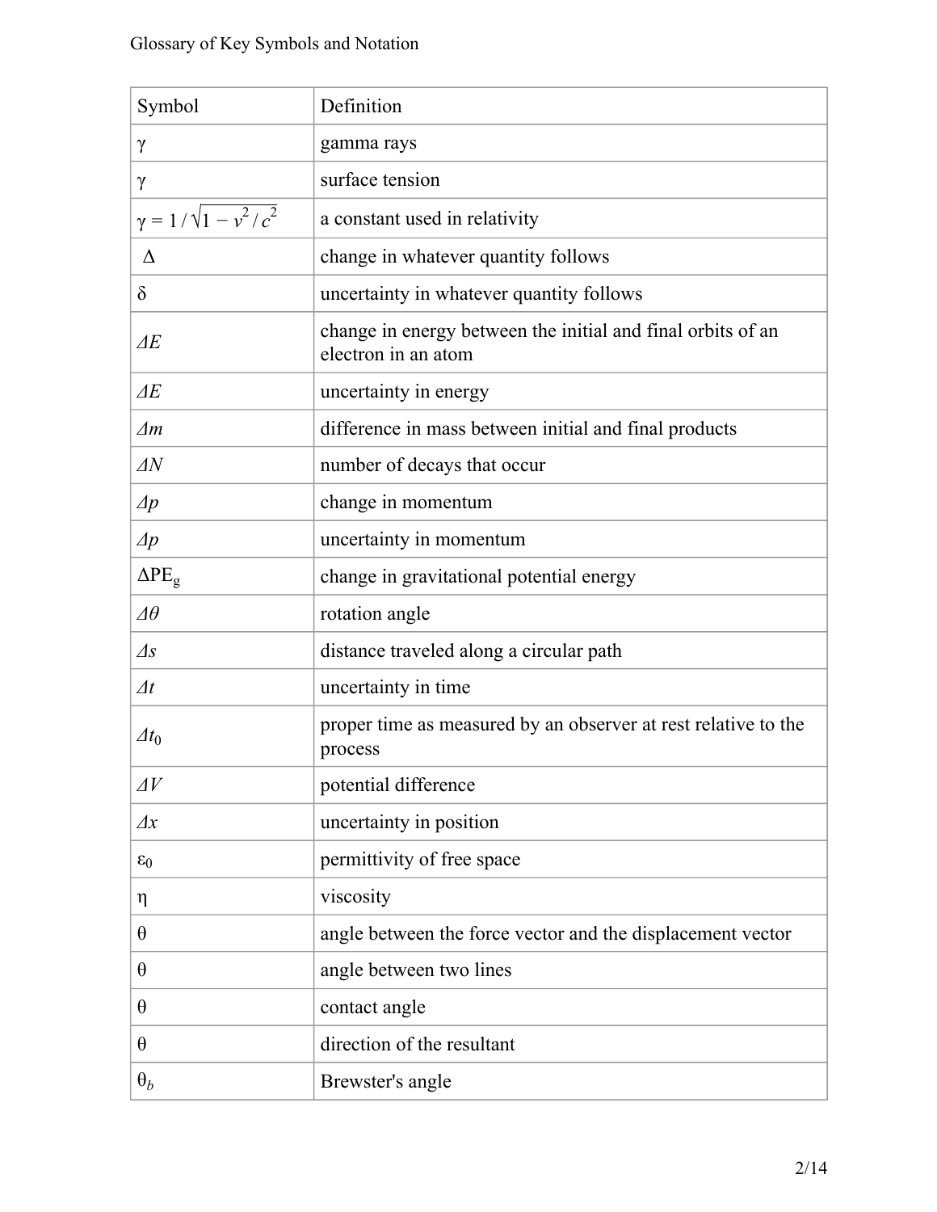| Symbol | Definition |
| --- | --- |
| $\gamma$ | gamma rays |
| $\gamma$ | surface tension |
| $\gamma = 1/\sqrt{1 - v^2/c^2}$ | a constant used in relativity |
| $\Delta$ | change in whatever quantity follows |
| $\delta$ | uncertainty in whatever quantity follows |
| $\Delta E$ | change in energy between the initial and final orbits of an electron in an atom |
| $\Delta E$ | uncertainty in energy |
| $\Delta m$ | difference in mass between initial and final products |
| $\Delta N$ | number of decays that occur |
| $\Delta p$ | change in momentum |
| $\Delta p$ | uncertainty in momentum |
| $\Delta PE_g$ | change in gravitational potential energy |
| $\Delta \theta$ | rotation angle |
| $\Delta s$ | distance traveled along a circular path |
| $\Delta t$ | uncertainty in time |
| $\Delta t_0$ | proper time as measured by an observer at rest relative to the process |
| $\Delta V$ | potential difference |
| $\Delta x$ | uncertainty in position |
| $\varepsilon_0$ | permittivity of free space |
| $\eta$ | viscosity |
| $\theta$ | angle between the force vector and the displacement vector |
| $\theta$ | angle between two lines |
| $\theta$ | contact angle |
| $\theta$ | direction of the resultant |
| $\theta_b$ | Brewster's angle |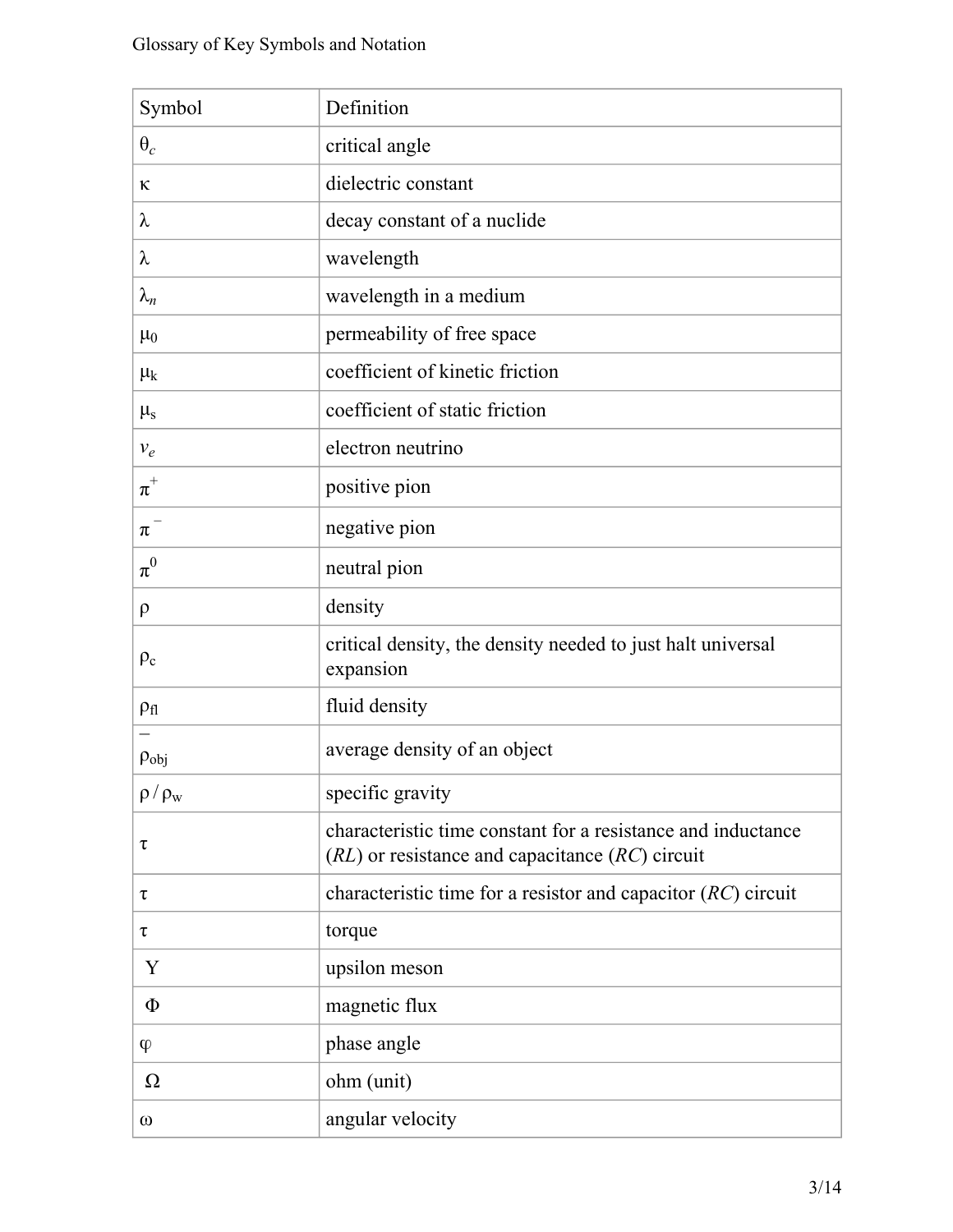| Symbol | Definition |
|---|---|
| $\theta_c$ | critical angle |
| $\kappa$ | dielectric constant |
| $\lambda$ | decay constant of a nuclide |
| $\lambda$ | wavelength |
| $\lambda_n$ | wavelength in a medium |
| $\mu_0$ | permeability of free space |
| $\mu_k$ | coefficient of kinetic friction |
| $\mu_s$ | coefficient of static friction |
| $v_e$ | electron neutrino |
| $\pi^+$ | positive pion |
| $\pi^-$ | negative pion |
| $\pi^0$ | neutral pion |
| $\rho$ | density |
| $\rho_c$ | critical density, the density needed to just halt universal expansion |
| $\rho_{fl}$ | fluid density |
| $\bar{\rho}_{obj}$ | average density of an object |
| $\rho / \rho_w$ | specific gravity |
| $\tau$ | characteristic time constant for a resistance and inductance (*RL*) or resistance and capacitance (*RC*) circuit |
| $\tau$ | characteristic time for a resistor and capacitor (*RC*) circuit |
| $\tau$ | torque |
| $\Upsilon$ | upsilon meson |
| $\Phi$ | magnetic flux |
| $\varphi$ | phase angle |
| $\Omega$ | ohm (unit) |
| $\omega$ | angular velocity |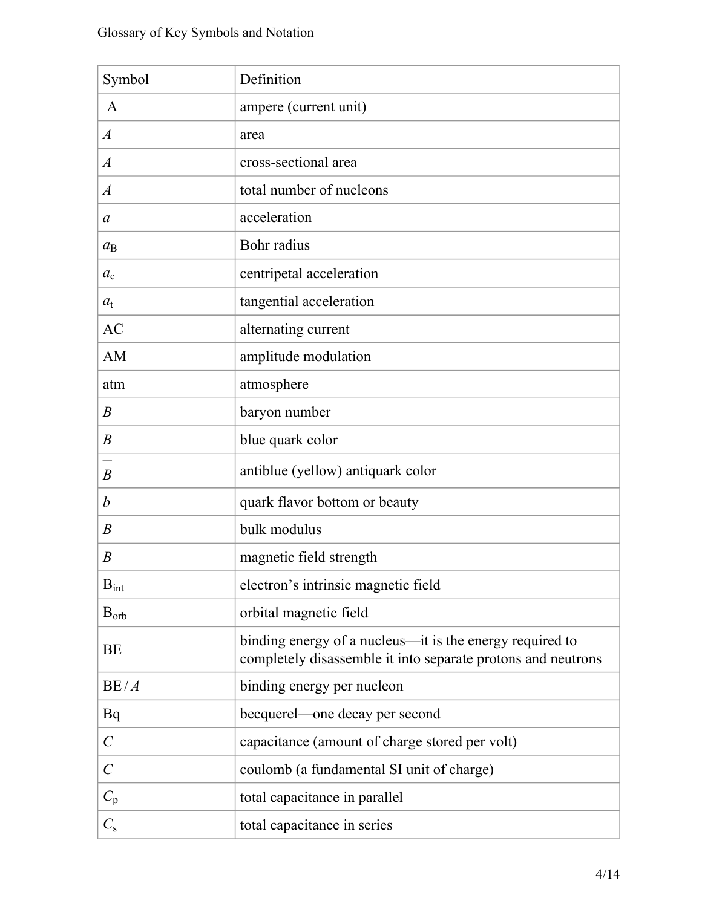| Symbol | Definition |
| --- | --- |
| A | ampere (current unit) |
| $A$ | area |
| $A$ | cross-sectional area |
| $A$ | total number of nucleons |
| $a$ | acceleration |
| $a_B$ | Bohr radius |
| $a_c$ | centripetal acceleration |
| $a_t$ | tangential acceleration |
| AC | alternating current |
| AM | amplitude modulation |
| atm | atmosphere |
| $B$ | baryon number |
| $B$ | blue quark color |
| $\overline{B}$ | antiblue (yellow) antiquark color |
| $b$ | quark flavor bottom or beauty |
| $B$ | bulk modulus |
| $B$ | magnetic field strength |
| $B_{int}$ | electron’s intrinsic magnetic field |
| $B_{orb}$ | orbital magnetic field |
| BE | binding energy of a nucleus—it is the energy required to completely disassemble it into separate protons and neutrons |
| BE / $A$ | binding energy per nucleon |
| Bq | becquerel—one decay per second |
| $C$ | capacitance (amount of charge stored per volt) |
| $C$ | coulomb (a fundamental SI unit of charge) |
| $C_p$ | total capacitance in parallel |
| $C_s$ | total capacitance in series |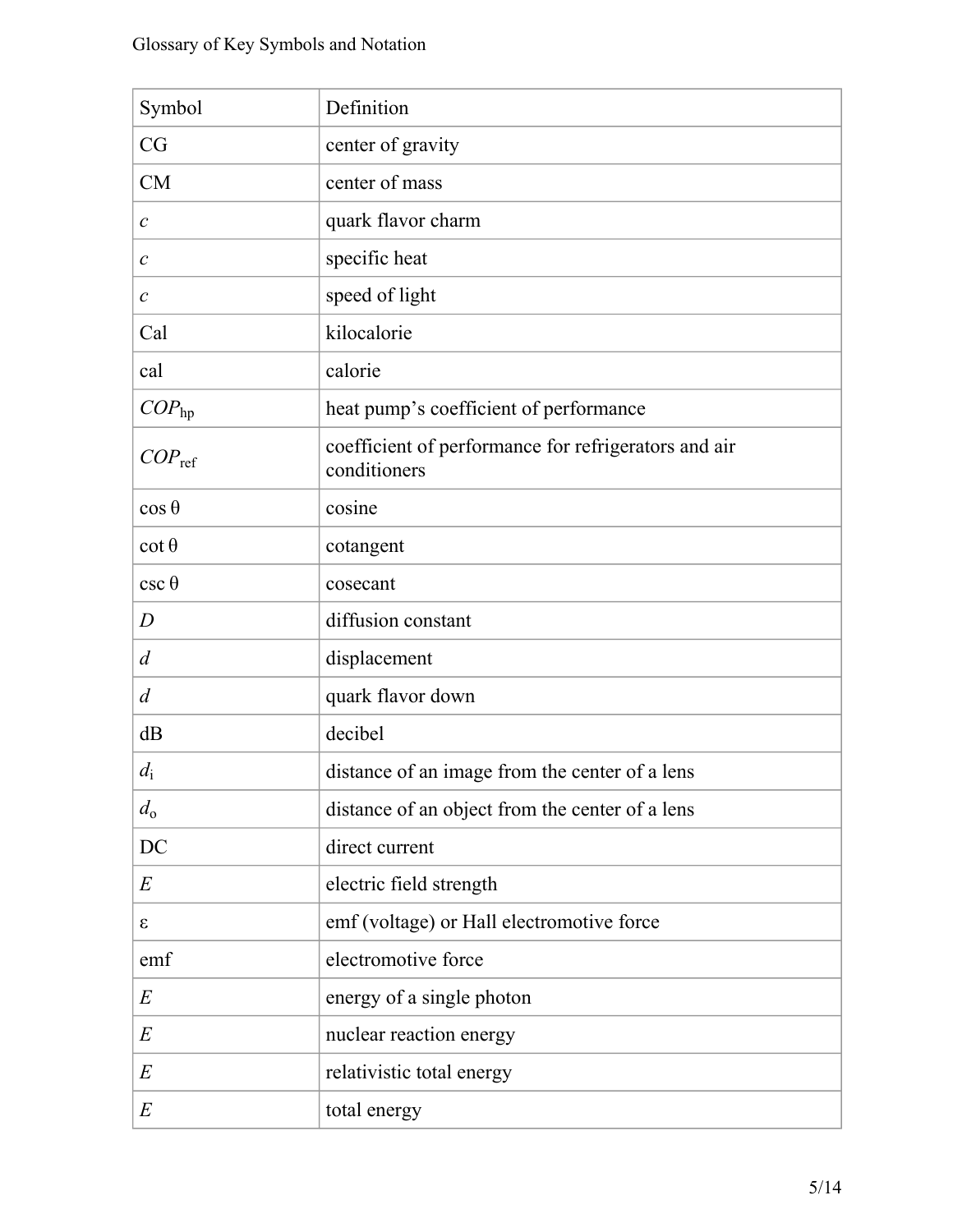| Symbol | Definition |
| --- | --- |
| CG | center of gravity |
| CM | center of mass |
| $c$ | quark flavor charm |
| $c$ | specific heat |
| $c$ | speed of light |
| Cal | kilocalorie |
| cal | calorie |
| $COP_{hp}$ | heat pump's coefficient of performance |
| $COP_{ref}$ | coefficient of performance for refrigerators and air conditioners |
| $\cos\theta$ | cosine |
| $\cot\theta$ | cotangent |
| $\csc\theta$ | cosecant |
| $D$ | diffusion constant |
| $d$ | displacement |
| $d$ | quark flavor down |
| dB | decibel |
| $d_i$ | distance of an image from the center of a lens |
| $d_o$ | distance of an object from the center of a lens |
| DC | direct current |
| $E$ | electric field strength |
| $\varepsilon$ | emf (voltage) or Hall electromotive force |
| emf | electromotive force |
| $E$ | energy of a single photon |
| $E$ | nuclear reaction energy |
| $E$ | relativistic total energy |
| $E$ | total energy |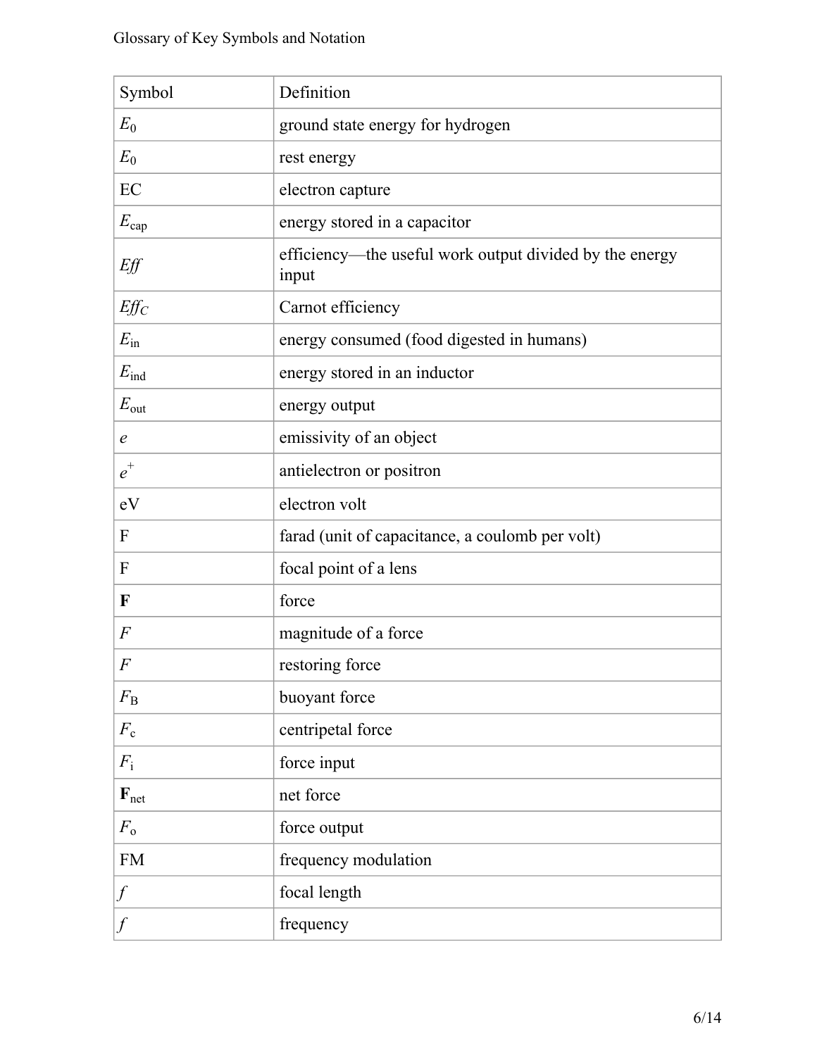| Symbol | Definition |
| --- | --- |
| $E_0$ | ground state energy for hydrogen |
| $E_0$ | rest energy |
| EC | electron capture |
| $E_{cap}$ | energy stored in a capacitor |
| *Eff* | efficiency—the useful work output divided by the energy input |
| $Eff_C$ | Carnot efficiency |
| $E_{in}$ | energy consumed (food digested in humans) |
| $E_{ind}$ | energy stored in an inductor |
| $E_{out}$ | energy output |
| $e$ | emissivity of an object |
| $e^+$ | antielectron or positron |
| eV | electron volt |
| F | farad (unit of capacitance, a coulomb per volt) |
| F | focal point of a lens |
| $\mathbf{F}$ | force |
| $F$ | magnitude of a force |
| $F$ | restoring force |
| $F_B$ | buoyant force |
| $F_c$ | centripetal force |
| $F_i$ | force input |
| $\mathbf{F}_{net}$ | net force |
| $F_o$ | force output |
| FM | frequency modulation |
| $f$ | focal length |
| $f$ | frequency |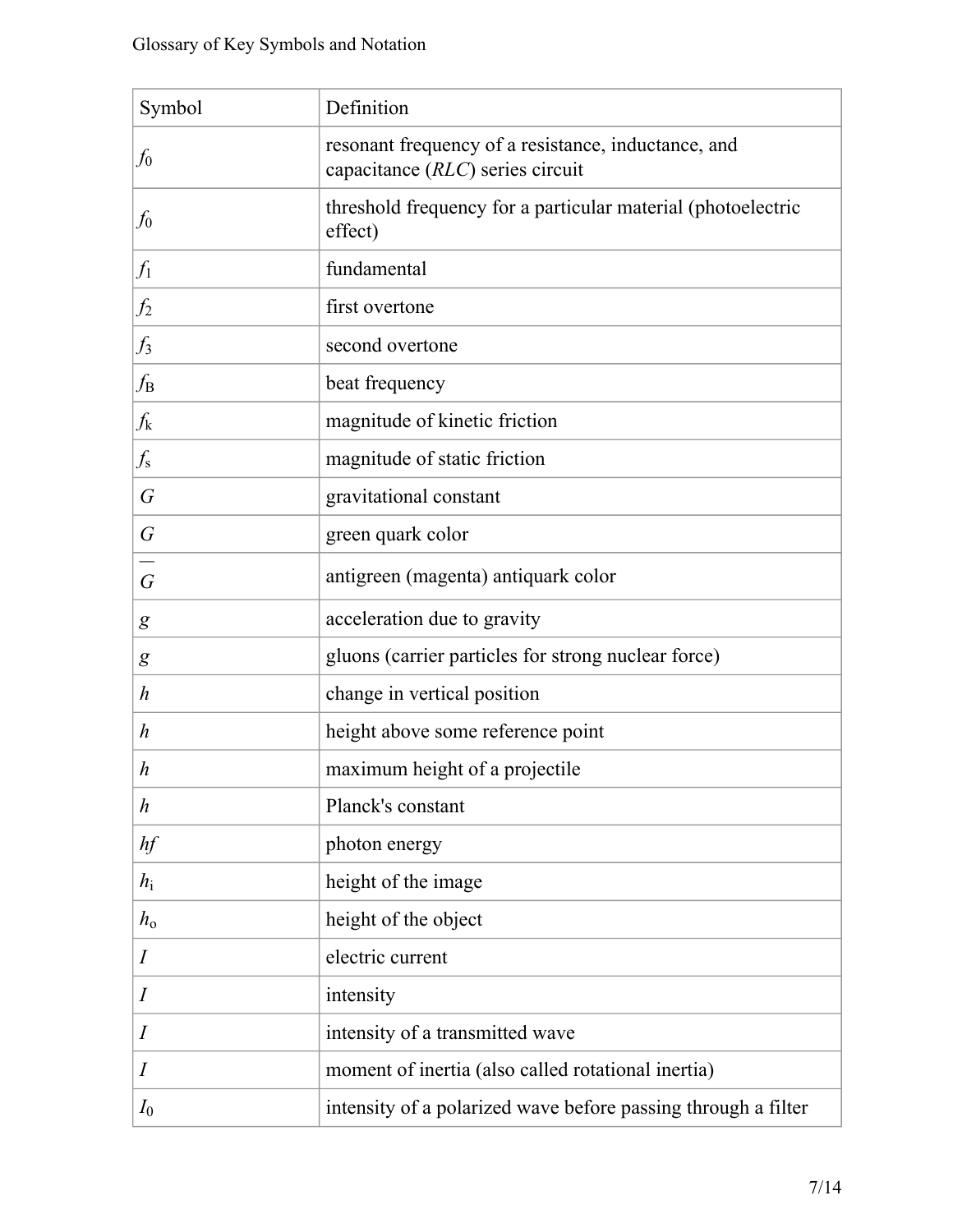| Symbol | Definition |
| --- | --- |
| $f_0$ | resonant frequency of a resistance, inductance, and capacitance (*RLC*) series circuit |
| $f_0$ | threshold frequency for a particular material (photoelectric effect) |
| $f_1$ | fundamental |
| $f_2$ | first overtone |
| $f_3$ | second overtone |
| $f_B$ | beat frequency |
| $f_k$ | magnitude of kinetic friction |
| $f_s$ | magnitude of static friction |
| $G$ | gravitational constant |
| $G$ | green quark color |
| $\overline{G}$ | antigreen (magenta) antiquark color |
| $g$ | acceleration due to gravity |
| $g$ | gluons (carrier particles for strong nuclear force) |
| $h$ | change in vertical position |
| $h$ | height above some reference point |
| $h$ | maximum height of a projectile |
| $h$ | Planck's constant |
| $hf$ | photon energy |
| $h_i$ | height of the image |
| $h_o$ | height of the object |
| $I$ | electric current |
| $I$ | intensity |
| $I$ | intensity of a transmitted wave |
| $I$ | moment of inertia (also called rotational inertia) |
| $I_0$ | intensity of a polarized wave before passing through a filter |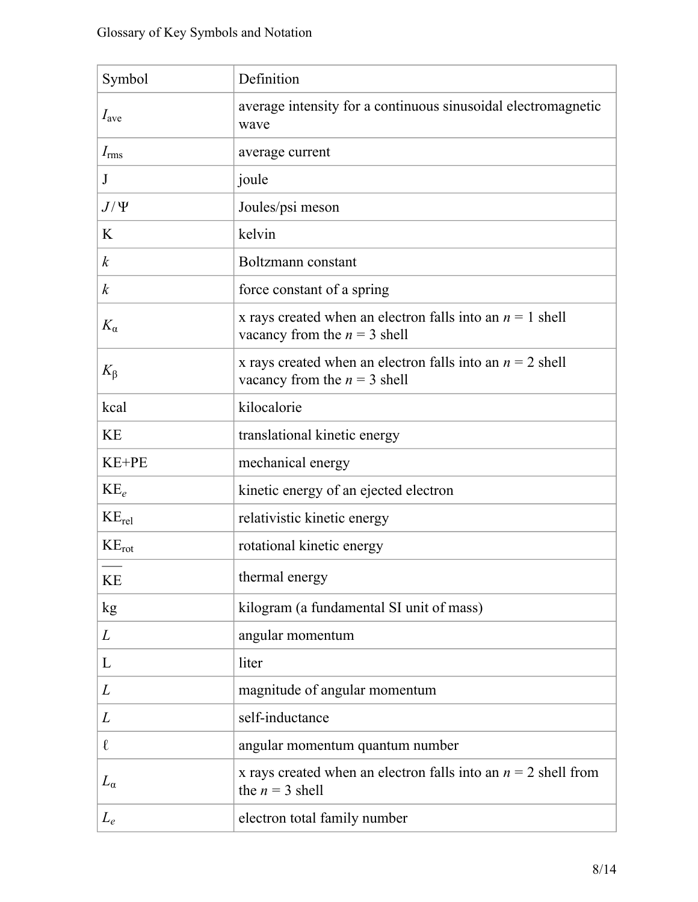| Symbol | Definition |
| --- | --- |
| $I_{ave}$ | average intensity for a continuous sinusoidal electromagnetic wave |
| $I_{rms}$ | average current |
| J | joule |
| $J/\Psi$ | Joules/psi meson |
| K | kelvin |
| $k$ | Boltzmann constant |
| $k$ | force constant of a spring |
| $K_\alpha$ | x rays created when an electron falls into an $n = 1$ shell vacancy from the $n = 3$ shell |
| $K_\beta$ | x rays created when an electron falls into an $n = 2$ shell vacancy from the $n = 3$ shell |
| kcal | kilocalorie |
| KE | translational kinetic energy |
| KE+PE | mechanical energy |
| $KE_e$ | kinetic energy of an ejected electron |
| $KE_{rel}$ | relativistic kinetic energy |
| $KE_{rot}$ | rotational kinetic energy |
| $\overline{KE}$ | thermal energy |
| kg | kilogram (a fundamental SI unit of mass) |
| $L$ | angular momentum |
| L | liter |
| $L$ | magnitude of angular momentum |
| $L$ | self-inductance |
| $\ell$ | angular momentum quantum number |
| $L_\alpha$ | x rays created when an electron falls into an $n = 2$ shell from the $n = 3$ shell |
| $L_e$ | electron total family number |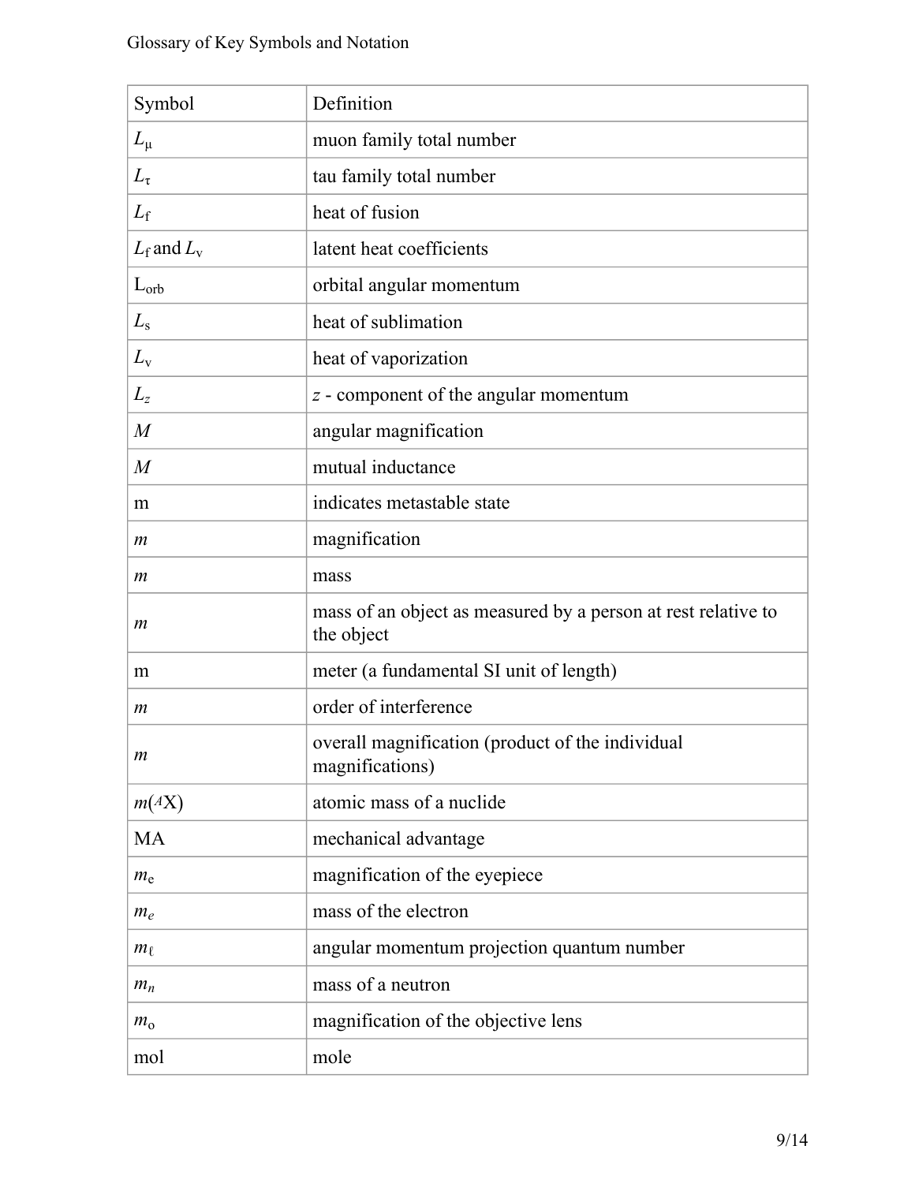| Symbol | Definition |
| --- | --- |
| $L_\mu$ | muon family total number |
| $L_\tau$ | tau family total number |
| $L_f$ | heat of fusion |
| $L_f$ and $L_v$ | latent heat coefficients |
| $\mathrm{L_{orb}}$ | orbital angular momentum |
| $L_s$ | heat of sublimation |
| $L_v$ | heat of vaporization |
| $L_z$ | $z$ - component of the angular momentum |
| $M$ | angular magnification |
| $M$ | mutual inductance |
| m | indicates metastable state |
| $m$ | magnification |
| $m$ | mass |
| $m$ | mass of an object as measured by a person at rest relative to the object |
| m | meter (a fundamental SI unit of length) |
| $m$ | order of interference |
| $m$ | overall magnification (product of the individual magnifications) |
| $m(^{A}\mathrm{X})$ | atomic mass of a nuclide |
| MA | mechanical advantage |
| $m_\mathrm{e}$ | magnification of the eyepiece |
| $m_e$ | mass of the electron |
| $m_\ell$ | angular momentum projection quantum number |
| $m_n$ | mass of a neutron |
| $m_\mathrm{o}$ | magnification of the objective lens |
| mol | mole |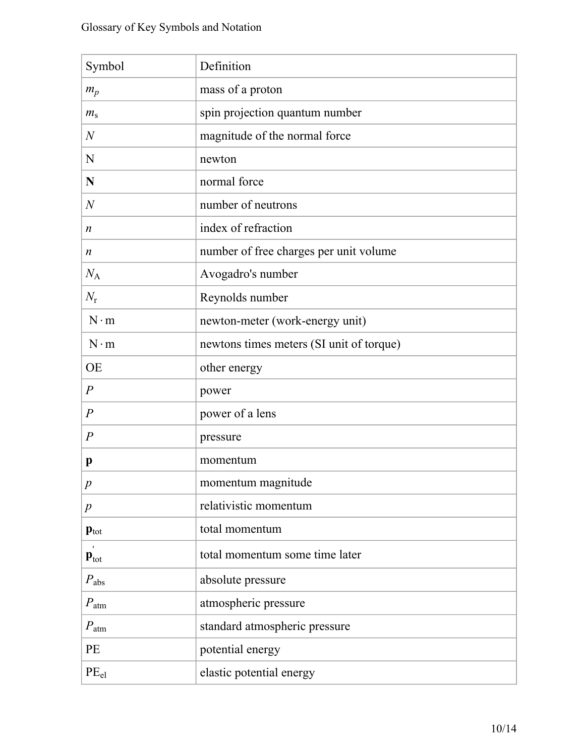| Symbol | Definition |
| --- | --- |
| $m_p$ | mass of a proton |
| $m_s$ | spin projection quantum number |
| $N$ | magnitude of the normal force |
| N | newton |
| $\mathbf{N}$ | normal force |
| $N$ | number of neutrons |
| $n$ | index of refraction |
| $n$ | number of free charges per unit volume |
| $N_A$ | Avogadro's number |
| $N_r$ | Reynolds number |
| $\mathrm{N \cdot m}$ | newton-meter (work-energy unit) |
| $\mathrm{N \cdot m}$ | newtons times meters (SI unit of torque) |
| OE | other energy |
| $P$ | power |
| $P$ | power of a lens |
| $P$ | pressure |
| $\mathbf{p}$ | momentum |
| $p$ | momentum magnitude |
| $p$ | relativistic momentum |
| $\mathbf{p}_{tot}$ | total momentum |
| $\mathbf{p}_{tot}'$ | total momentum some time later |
| $P_{abs}$ | absolute pressure |
| $P_{atm}$ | atmospheric pressure |
| $P_{atm}$ | standard atmospheric pressure |
| PE | potential energy |
| $PE_{el}$ | elastic potential energy |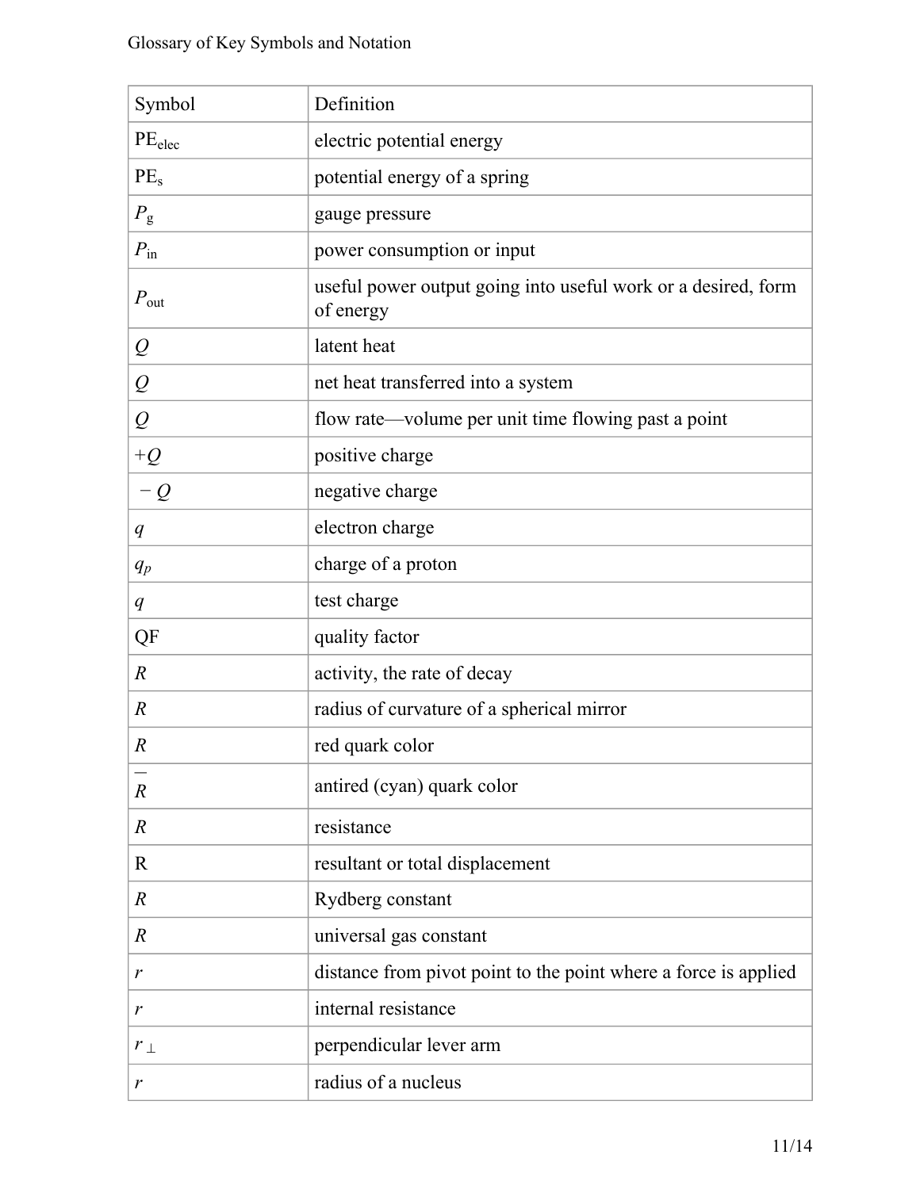| Symbol | Definition |
| --- | --- |
| $PE_{elec}$ | electric potential energy |
| $PE_s$ | potential energy of a spring |
| $P_g$ | gauge pressure |
| $P_{in}$ | power consumption or input |
| $P_{out}$ | useful power output going into useful work or a desired, form of energy |
| $Q$ | latent heat |
| $Q$ | net heat transferred into a system |
| $Q$ | flow rate—volume per unit time flowing past a point |
| $+Q$ | positive charge |
| $-Q$ | negative charge |
| $q$ | electron charge |
| $q_p$ | charge of a proton |
| $q$ | test charge |
| QF | quality factor |
| $R$ | activity, the rate of decay |
| $R$ | radius of curvature of a spherical mirror |
| $R$ | red quark color |
| $\overline{R}$ | antired (cyan) quark color |
| $R$ | resistance |
| $\mathbf{R}$ | resultant or total displacement |
| $R$ | Rydberg constant |
| $R$ | universal gas constant |
| $r$ | distance from pivot point to the point where a force is applied |
| $r$ | internal resistance |
| $r_{\perp}$ | perpendicular lever arm |
| $r$ | radius of a nucleus |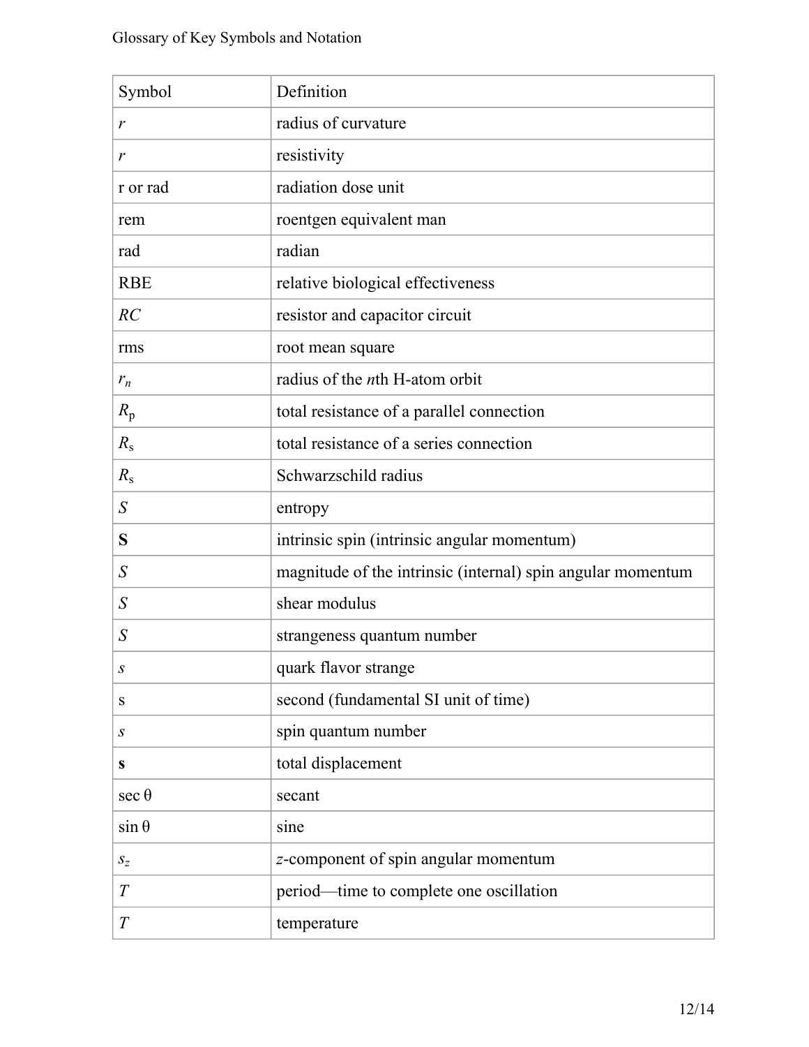| Symbol | Definition |
| --- | --- |
| $r$ | radius of curvature |
| $r$ | resistivity |
| r or rad | radiation dose unit |
| rem | roentgen equivalent man |
| rad | radian |
| RBE | relative biological effectiveness |
| $RC$ | resistor and capacitor circuit |
| rms | root mean square |
| $r_n$ | radius of the *n*th H-atom orbit |
| $R_\mathrm{p}$ | total resistance of a parallel connection |
| $R_\mathrm{s}$ | total resistance of a series connection |
| $R_\mathrm{s}$ | Schwarzschild radius |
| $S$ | entropy |
| $\mathbf{S}$ | intrinsic spin (intrinsic angular momentum) |
| $S$ | magnitude of the intrinsic (internal) spin angular momentum |
| $S$ | shear modulus |
| $S$ | strangeness quantum number |
| $s$ | quark flavor strange |
| s | second (fundamental SI unit of time) |
| $s$ | spin quantum number |
| $\mathbf{s}$ | total displacement |
| sec θ | secant |
| sin θ | sine |
| $s_z$ | *z*-component of spin angular momentum |
| $T$ | period—time to complete one oscillation |
| $T$ | temperature |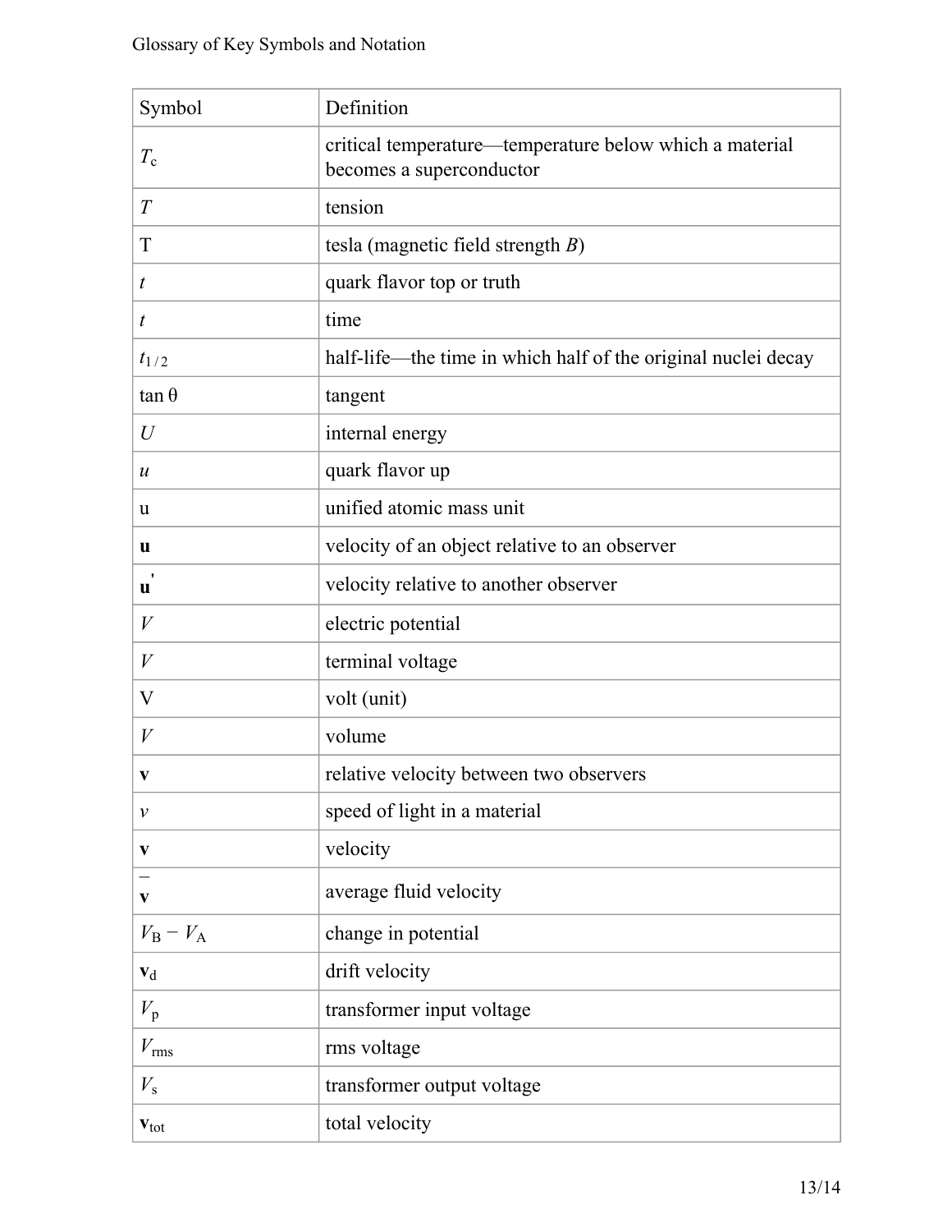| Symbol | Definition |
| --- | --- |
| $T_c$ | critical temperature—temperature below which a material becomes a superconductor |
| $T$ | tension |
| $\mathrm{T}$ | tesla (magnetic field strength $B$) |
| $t$ | quark flavor top or truth |
| $t$ | time |
| $t_{1/2}$ | half-life—the time in which half of the original nuclei decay |
| $\tan\theta$ | tangent |
| $U$ | internal energy |
| $u$ | quark flavor up |
| $\mathrm{u}$ | unified atomic mass unit |
| $\mathbf{u}$ | velocity of an object relative to an observer |
| $\mathbf{u}'$ | velocity relative to another observer |
| $V$ | electric potential |
| $V$ | terminal voltage |
| $\mathrm{V}$ | volt (unit) |
| $V$ | volume |
| $\mathbf{v}$ | relative velocity between two observers |
| $v$ | speed of light in a material |
| $\mathbf{v}$ | velocity |
| $\bar{\mathbf{v}}$ | average fluid velocity |
| $V_B - V_A$ | change in potential |
| $\mathbf{v}_d$ | drift velocity |
| $V_p$ | transformer input voltage |
| $V_{rms}$ | rms voltage |
| $V_s$ | transformer output voltage |
| $\mathbf{v}_{tot}$ | total velocity |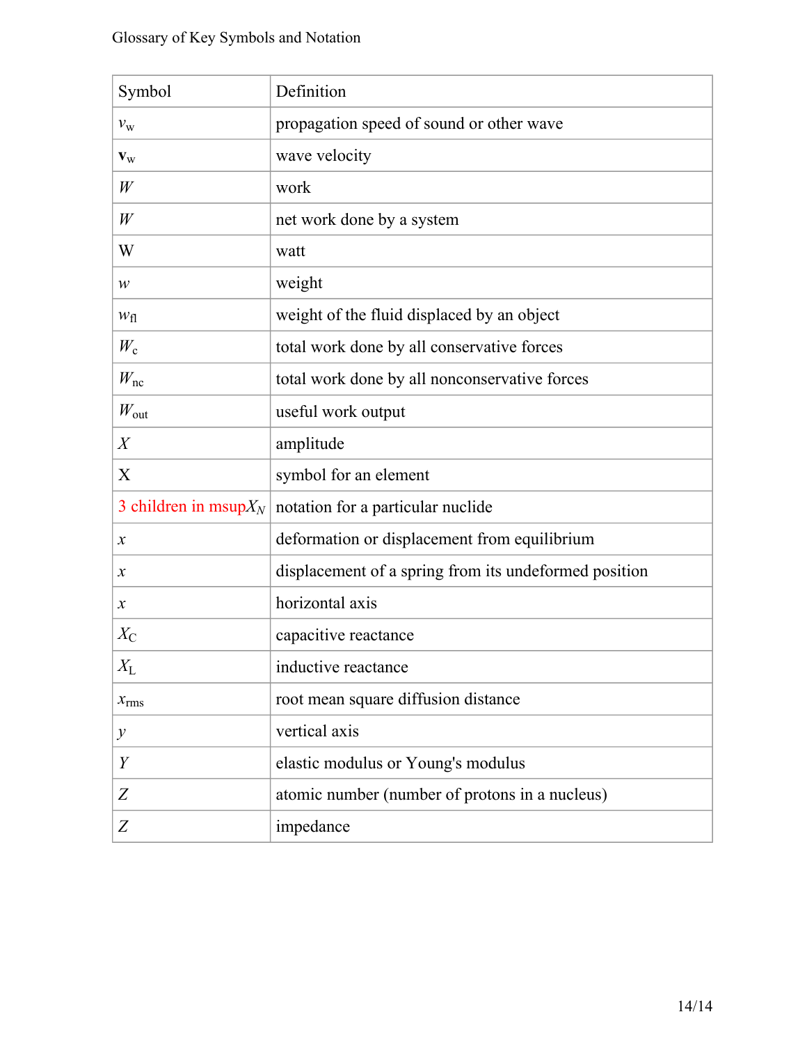| Symbol | Definition |
|---|---|
| $v_w$ | propagation speed of sound or other wave |
| $\mathbf{v}_w$ | wave velocity |
| $W$ | work |
| $W$ | net work done by a system |
| W | watt |
| $w$ | weight |
| $w_{fl}$ | weight of the fluid displaced by an object |
| $W_c$ | total work done by all conservative forces |
| $W_{nc}$ | total work done by all nonconservative forces |
| $W_{out}$ | useful work output |
| $X$ | amplitude |
| X | symbol for an element |
| 3 children in msup$X_N$ | notation for a particular nuclide |
| $x$ | deformation or displacement from equilibrium |
| $x$ | displacement of a spring from its undeformed position |
| $x$ | horizontal axis |
| $X_C$ | capacitive reactance |
| $X_L$ | inductive reactance |
| $x_{rms}$ | root mean square diffusion distance |
| $y$ | vertical axis |
| $Y$ | elastic modulus or Young's modulus |
| $Z$ | atomic number (number of protons in a nucleus) |
| $Z$ | impedance |